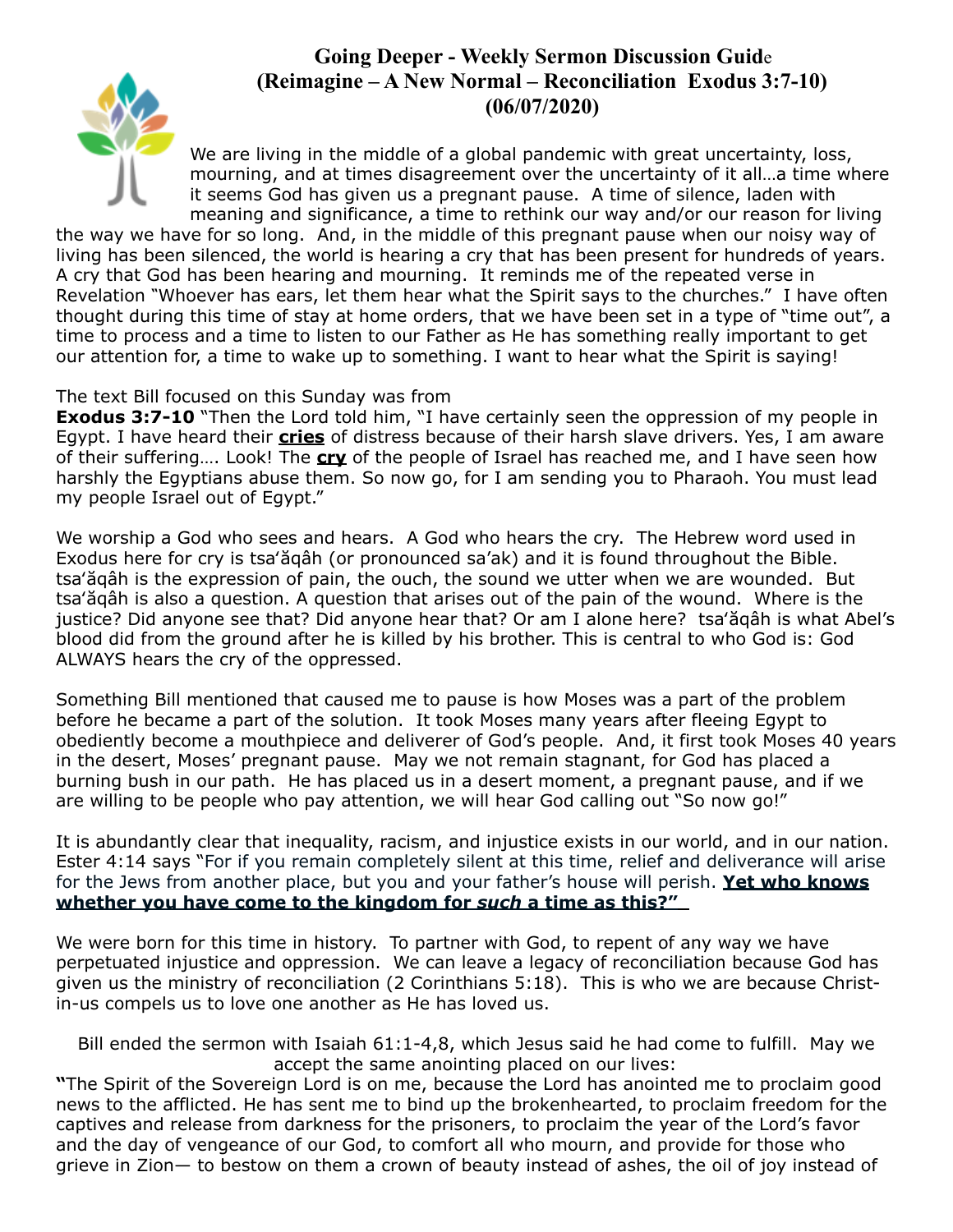# Going Deeper - Weekly Sermon Discussion Guide
## (Reimagine – A New Normal – Reconciliation Exodus 3:7-10)
## (06/07/2020)

We are living in the middle of a global pandemic with great uncertainty, loss, mourning, and at times disagreement over the uncertainty of it all…a time where it seems God has given us a pregnant pause. A time of silence, laden with meaning and significance, a time to rethink our way and/or our reason for living the way we have for so long. And, in the middle of this pregnant pause when our noisy way of living has been silenced, the world is hearing a cry that has been present for hundreds of years. A cry that God has been hearing and mourning. It reminds me of the repeated verse in Revelation "Whoever has ears, let them hear what the Spirit says to the churches." I have often thought during this time of stay at home orders, that we have been set in a type of "time out", a time to process and a time to listen to our Father as He has something really important to get our attention for, a time to wake up to something. I want to hear what the Spirit is saying!

The text Bill focused on this Sunday was from
**Exodus 3:7-10** "Then the Lord told him, "I have certainly seen the oppression of my people in Egypt. I have heard their **cries** of distress because of their harsh slave drivers. Yes, I am aware of their suffering…. Look! The **cry** of the people of Israel has reached me, and I have seen how harshly the Egyptians abuse them. So now go, for I am sending you to Pharaoh. You must lead my people Israel out of Egypt."

We worship a God who sees and hears. A God who hears the cry. The Hebrew word used in Exodus here for cry is tsa'ăqâh (or pronounced sa'ak) and it is found throughout the Bible. tsa'ăqâh is the expression of pain, the ouch, the sound we utter when we are wounded. But tsa'ăqâh is also a question. A question that arises out of the pain of the wound. Where is the justice? Did anyone see that? Did anyone hear that? Or am I alone here? tsa'ăqâh is what Abel's blood did from the ground after he is killed by his brother. This is central to who God is: God ALWAYS hears the cry of the oppressed.

Something Bill mentioned that caused me to pause is how Moses was a part of the problem before he became a part of the solution. It took Moses many years after fleeing Egypt to obediently become a mouthpiece and deliverer of God's people. And, it first took Moses 40 years in the desert, Moses' pregnant pause. May we not remain stagnant, for God has placed a burning bush in our path. He has placed us in a desert moment, a pregnant pause, and if we are willing to be people who pay attention, we will hear God calling out "So now go!"

It is abundantly clear that inequality, racism, and injustice exists in our world, and in our nation. Ester 4:14 says "For if you remain completely silent at this time, relief and deliverance will arise for the Jews from another place, but you and your father's house will perish. **Yet who knows whether you have come to the kingdom for *such* a time as this?"**

We were born for this time in history. To partner with God, to repent of any way we have perpetuated injustice and oppression. We can leave a legacy of reconciliation because God has given us the ministry of reconciliation (2 Corinthians 5:18). This is who we are because Christ-in-us compels us to love one another as He has loved us.

Bill ended the sermon with Isaiah 61:1-4,8, which Jesus said he had come to fulfill. May we accept the same anointing placed on our lives:

**"**The Spirit of the Sovereign Lord is on me, because the Lord has anointed me to proclaim good news to the afflicted. He has sent me to bind up the brokenhearted, to proclaim freedom for the captives and release from darkness for the prisoners, to proclaim the year of the Lord's favor and the day of vengeance of our God, to comfort all who mourn, and provide for those who grieve in Zion— to bestow on them a crown of beauty instead of ashes, the oil of joy instead of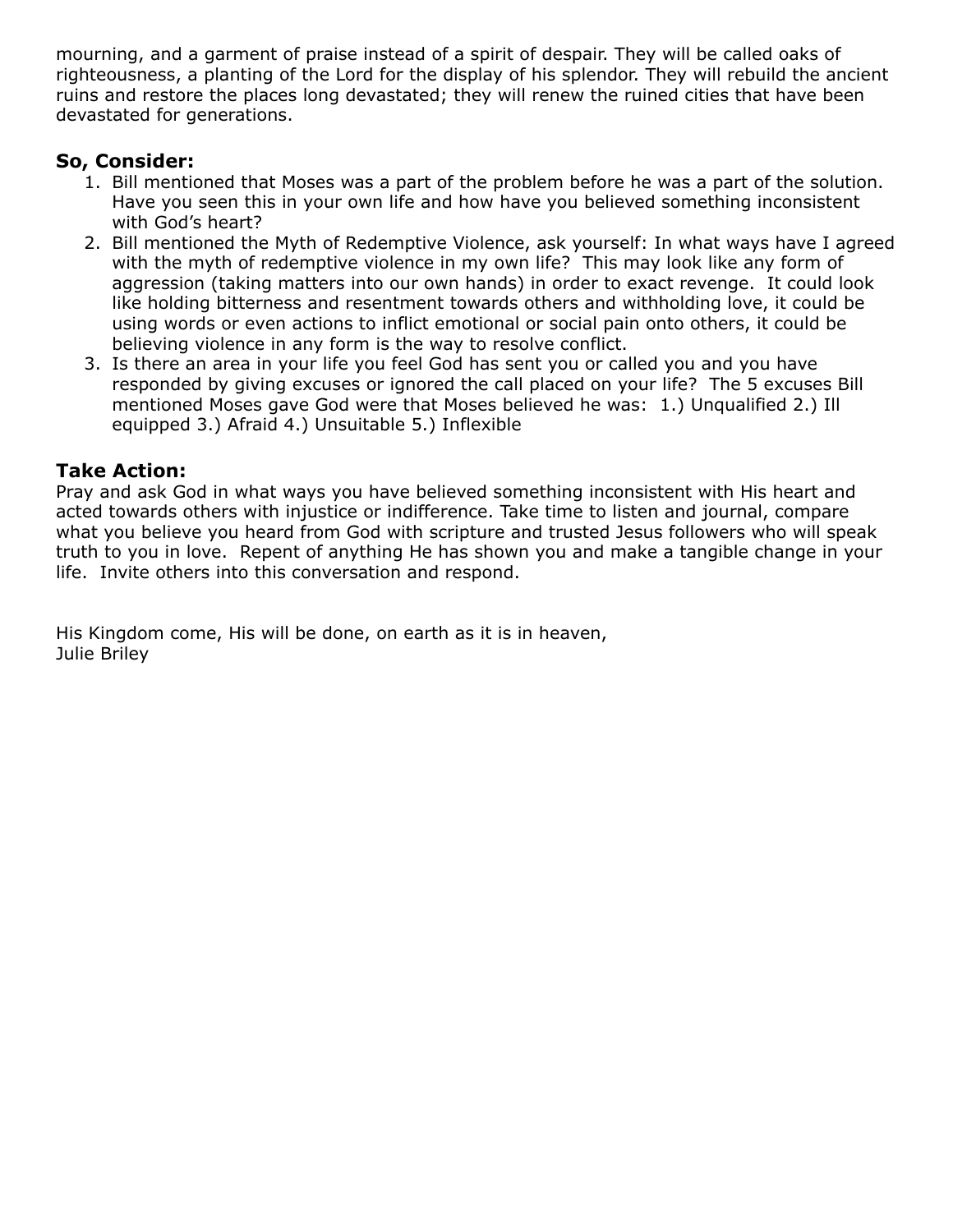mourning, and a garment of praise instead of a spirit of despair. They will be called oaks of righteousness, a planting of the Lord for the display of his splendor. They will rebuild the ancient ruins and restore the places long devastated; they will renew the ruined cities that have been devastated for generations.

## So, Consider:

1. Bill mentioned that Moses was a part of the problem before he was a part of the solution. Have you seen this in your own life and how have you believed something inconsistent with God's heart?
2. Bill mentioned the Myth of Redemptive Violence, ask yourself: In what ways have I agreed with the myth of redemptive violence in my own life? This may look like any form of aggression (taking matters into our own hands) in order to exact revenge. It could look like holding bitterness and resentment towards others and withholding love, it could be using words or even actions to inflict emotional or social pain onto others, it could be believing violence in any form is the way to resolve conflict.
3. Is there an area in your life you feel God has sent you or called you and you have responded by giving excuses or ignored the call placed on your life? The 5 excuses Bill mentioned Moses gave God were that Moses believed he was: 1.) Unqualified 2.) Ill equipped 3.) Afraid 4.) Unsuitable 5.) Inflexible

## Take Action:

Pray and ask God in what ways you have believed something inconsistent with His heart and acted towards others with injustice or indifference. Take time to listen and journal, compare what you believe you heard from God with scripture and trusted Jesus followers who will speak truth to you in love. Repent of anything He has shown you and make a tangible change in your life. Invite others into this conversation and respond.

His Kingdom come, His will be done, on earth as it is in heaven,
Julie Briley